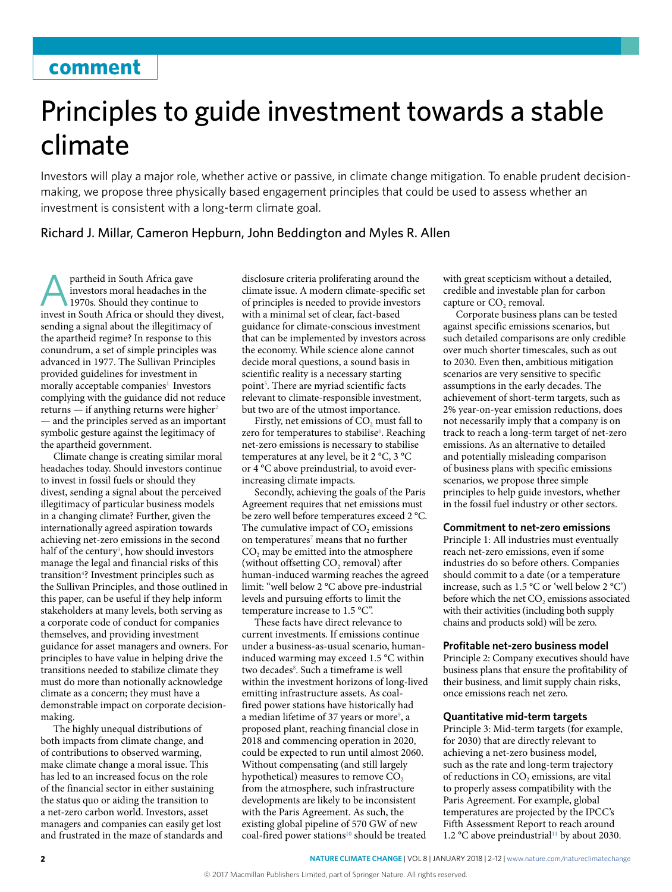**comment**

# Principles to guide investment towards a stable climate

Investors will play a major role, whether active or passive, in climate change mitigation. To enable prudent decision-making, we propose three physically based engagement principles that could be used to assess whether an investment is consistent with a long-term climate goal.

Richard J. Millar, Cameron Hepburn, John Beddington and Myles R. Allen

Apartheid in South Africa gave investors moral headaches in the 1970s. Should they continue to invest in South Africa or should they divest, sending a signal about the illegitimacy of the apartheid regime? In response to this conundrum, a set of simple principles was advanced in 1977. The Sullivan Principles provided guidelines for investment in morally acceptable companies[1]. Investors complying with the guidance did not reduce returns — if anything returns were higher[2] — and the principles served as an important symbolic gesture against the legitimacy of the apartheid government.

Climate change is creating similar moral headaches today. Should investors continue to invest in fossil fuels or should they divest, sending a signal about the perceived illegitimacy of particular business models in a changing climate? Further, given the internationally agreed aspiration towards achieving net-zero emissions in the second half of the century[3], how should investors manage the legal and financial risks of this transition[4]? Investment principles such as the Sullivan Principles, and those outlined in this paper, can be useful if they help inform stakeholders at many levels, both serving as a corporate code of conduct for companies themselves, and providing investment guidance for asset managers and owners. For principles to have value in helping drive the transitions needed to stabilize climate they must do more than notionally acknowledge climate as a concern; they must have a demonstrable impact on corporate decision-making.

The highly unequal distributions of both impacts from climate change, and of contributions to observed warming, make climate change a moral issue. This has led to an increased focus on the role of the financial sector in either sustaining the status quo or aiding the transition to a net-zero carbon world. Investors, asset managers and companies can easily get lost and frustrated in the maze of standards and disclosure criteria proliferating around the climate issue. A modern climate-specific set of principles is needed to provide investors with a minimal set of clear, fact-based guidance for climate-conscious investment that can be implemented by investors across the economy. While science alone cannot decide moral questions, a sound basis in scientific reality is a necessary starting point[5]. There are myriad scientific facts relevant to climate-responsible investment, but two are of the utmost importance.

Firstly, net emissions of $CO_2$ must fall to zero for temperatures to stabilise[6]. Reaching net-zero emissions is necessary to stabilise temperatures at any level, be it 2 °C, 3 °C or 4 °C above preindustrial, to avoid ever-increasing climate impacts.

Secondly, achieving the goals of the Paris Agreement requires that net emissions must be zero well before temperatures exceed 2 °C. The cumulative impact of $CO_2$ emissions on temperatures[7] means that no further $CO_2$ may be emitted into the atmosphere (without offsetting $CO_2$ removal) after human-induced warming reaches the agreed limit: "well below 2 °C above pre-industrial levels and pursuing efforts to limit the temperature increase to 1.5 °C".

These facts have direct relevance to current investments. If emissions continue under a business-as-usual scenario, human-induced warming may exceed 1.5 °C within two decades[8]. Such a timeframe is well within the investment horizons of long-lived emitting infrastructure assets. As coal-fired power stations have historically had a median lifetime of 37 years or more[9], a proposed plant, reaching financial close in 2018 and commencing operation in 2020, could be expected to run until almost 2060. Without compensating (and still largely hypothetical) measures to remove $CO_2$ from the atmosphere, such infrastructure developments are likely to be inconsistent with the Paris Agreement. As such, the existing global pipeline of 570 GW of new coal-fired power stations[10] should be treated with great scepticism without a detailed, credible and investable plan for carbon capture or $CO_2$ removal.

Corporate business plans can be tested against specific emissions scenarios, but such detailed comparisons are only credible over much shorter timescales, such as out to 2030. Even then, ambitious mitigation scenarios are very sensitive to specific assumptions in the early decades. The achievement of short-term targets, such as 2% year-on-year emission reductions, does not necessarily imply that a company is on track to reach a long-term target of net-zero emissions. As an alternative to detailed and potentially misleading comparison of business plans with specific emissions scenarios, we propose three simple principles to help guide investors, whether in the fossil fuel industry or other sectors.

### Commitment to net-zero emissions

Principle 1: All industries must eventually reach net-zero emissions, even if some industries do so before others. Companies should commit to a date (or a temperature increase, such as 1.5 °C or 'well below 2 °C') before which the net $CO_2$ emissions associated with their activities (including both supply chains and products sold) will be zero.

### Profitable net-zero business model

Principle 2: Company executives should have business plans that ensure the profitability of their business, and limit supply chain risks, once emissions reach net zero.

### Quantitative mid-term targets

Principle 3: Mid-term targets (for example, for 2030) that are directly relevant to achieving a net-zero business model, such as the rate and long-term trajectory of reductions in $CO_2$ emissions, are vital to properly assess compatibility with the Paris Agreement. For example, global temperatures are projected by the IPCC's Fifth Assessment Report to reach around 1.2 °C above preindustrial[11] by about 2030.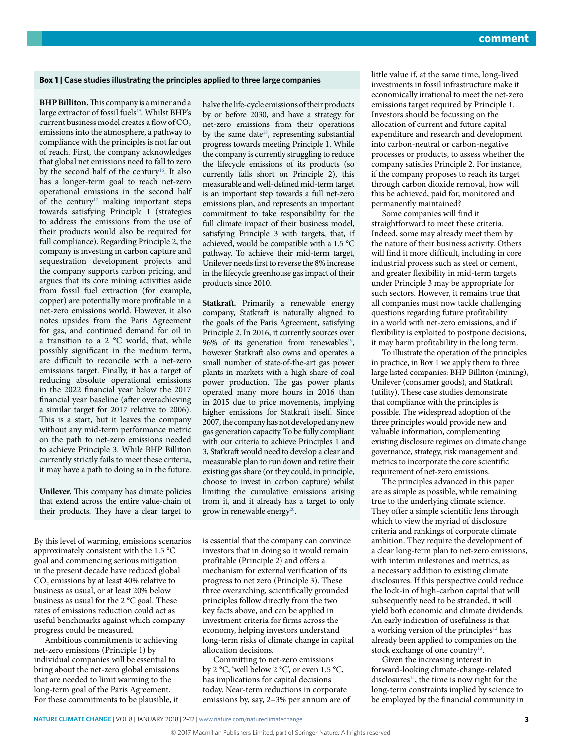**Box 1 | Case studies illustrating the principles applied to three large companies**

**BHP Billiton.** This company is a miner and a large extractor of fossil fuels[15]. Whilst BHP's current business model creates a flow of $CO_2$ emissions into the atmosphere, a pathway to compliance with the principles is not far out of reach. First, the company acknowledges that global net emissions need to fall to zero by the second half of the century[16]. It also has a longer-term goal to reach net-zero operational emissions in the second half of the century[17] making important steps towards satisfying Principle 1 (strategies to address the emissions from the use of their products would also be required for full compliance). Regarding Principle 2, the company is investing in carbon capture and sequestration development projects and the company supports carbon pricing, and argues that its core mining activities aside from fossil fuel extraction (for example, copper) are potentially more profitable in a net-zero emissions world. However, it also notes upsides from the Paris Agreement for gas, and continued demand for oil in a transition to a 2 °C world, that, while possibly significant in the medium term, are difficult to reconcile with a net-zero emissions target. Finally, it has a target of reducing absolute operational emissions in the 2022 financial year below the 2017 financial year baseline (after overachieving a similar target for 2017 relative to 2006). This is a start, but it leaves the company without any mid-term performance metric on the path to net-zero emissions needed to achieve Principle 3. While BHP Billiton currently strictly fails to meet these criteria, it may have a path to doing so in the future.

**Unilever.** This company has climate policies that extend across the entire value-chain of their products. They have a clear target to halve the life-cycle emissions of their products by or before 2030, and have a strategy for net-zero emissions from their operations by the same date[18], representing substantial progress towards meeting Principle 1. While the company is currently struggling to reduce the lifecycle emissions of its products (so currently falls short on Principle 2), this measurable and well-defined mid-term target is an important step towards a full net-zero emissions plan, and represents an important commitment to take responsibility for the full climate impact of their business model, satisfying Principle 3 with targets, that, if achieved, would be compatible with a 1.5 °C pathway. To achieve their mid-term target, Unilever needs first to reverse the 8% increase in the lifecycle greenhouse gas impact of their products since 2010.

**Statkraft.** Primarily a renewable energy company, Statkraft is naturally aligned to the goals of the Paris Agreement, satisfying Principle 2. In 2016, it currently sources over 96% of its generation from renewables[19], however Statkraft also owns and operates a small number of state-of-the-art gas power plants in markets with a high share of coal power production. The gas power plants operated many more hours in 2016 than in 2015 due to price movements, implying higher emissions for Statkraft itself. Since 2007, the company has not developed any new gas generation capacity. To be fully compliant with our criteria to achieve Principles 1 and 3, Statkraft would need to develop a clear and measurable plan to run down and retire their existing gas share (or they could, in principle, choose to invest in carbon capture) whilst limiting the cumulative emissions arising from it, and it already has a target to only grow in renewable energy[20].

By this level of warming, emissions scenarios approximately consistent with the 1.5 °C goal and commencing serious mitigation in the present decade have reduced global $CO_2$ emissions by at least 40% relative to business as usual, or at least 20% below business as usual for the 2 °C goal. These rates of emissions reduction could act as useful benchmarks against which company progress could be measured.

Ambitious commitments to achieving net-zero emissions (Principle 1) by individual companies will be essential to bring about the net-zero global emissions that are needed to limit warming to the long-term goal of the Paris Agreement. For these commitments to be plausible, it is essential that the company can convince investors that in doing so it would remain profitable (Principle 2) and offers a mechanism for external verification of its progress to net zero (Principle 3). These three overarching, scientifically grounded principles follow directly from the two key facts above, and can be applied in investment criteria for firms across the economy, helping investors understand long-term risks of climate change in capital allocation decisions.

Committing to net-zero emissions by 2 °C, 'well below 2 °C', or even 1.5 °C, has implications for capital decisions today. Near-term reductions in corporate emissions by, say, 2–3% per annum are of little value if, at the same time, long-lived investments in fossil infrastructure make it economically irrational to meet the net-zero emissions target required by Principle 1. Investors should be focussing on the allocation of current and future capital expenditure and research and development into carbon-neutral or carbon-negative processes or products, to assess whether the company satisfies Principle 2. For instance, if the company proposes to reach its target through carbon dioxide removal, how will this be achieved, paid for, monitored and permanently maintained?

Some companies will find it straightforward to meet these criteria. Indeed, some may already meet them by the nature of their business activity. Others will find it more difficult, including in core industrial process such as steel or cement, and greater flexibility in mid-term targets under Principle 3 may be appropriate for such sectors. However, it remains true that all companies must now tackle challenging questions regarding future profitability in a world with net-zero emissions, and if flexibility is exploited to postpone decisions, it may harm profitability in the long term.

To illustrate the operation of the principles in practice, in Box 1 we apply them to three large listed companies: BHP Billiton (mining), Unilever (consumer goods), and Statkraft (utility). These case studies demonstrate that compliance with the principles is possible. The widespread adoption of the three principles would provide new and valuable information, complementing existing disclosure regimes on climate change governance, strategy, risk management and metrics to incorporate the core scientific requirement of net-zero emissions.

The principles advanced in this paper are as simple as possible, while remaining true to the underlying climate science. They offer a simple scientific lens through which to view the myriad of disclosure criteria and rankings of corporate climate ambition. They require the development of a clear long-term plan to net-zero emissions, with interim milestones and metrics, as a necessary addition to existing climate disclosures. If this perspective could reduce the lock-in of high-carbon capital that will subsequently need to be stranded, it will yield both economic and climate dividends. An early indication of usefulness is that a working version of the principles[12] has already been applied to companies on the stock exchange of one country[13].

Given the increasing interest in forward-looking climate-change-related disclosures[14], the time is now right for the long-term constraints implied by science to be employed by the financial community in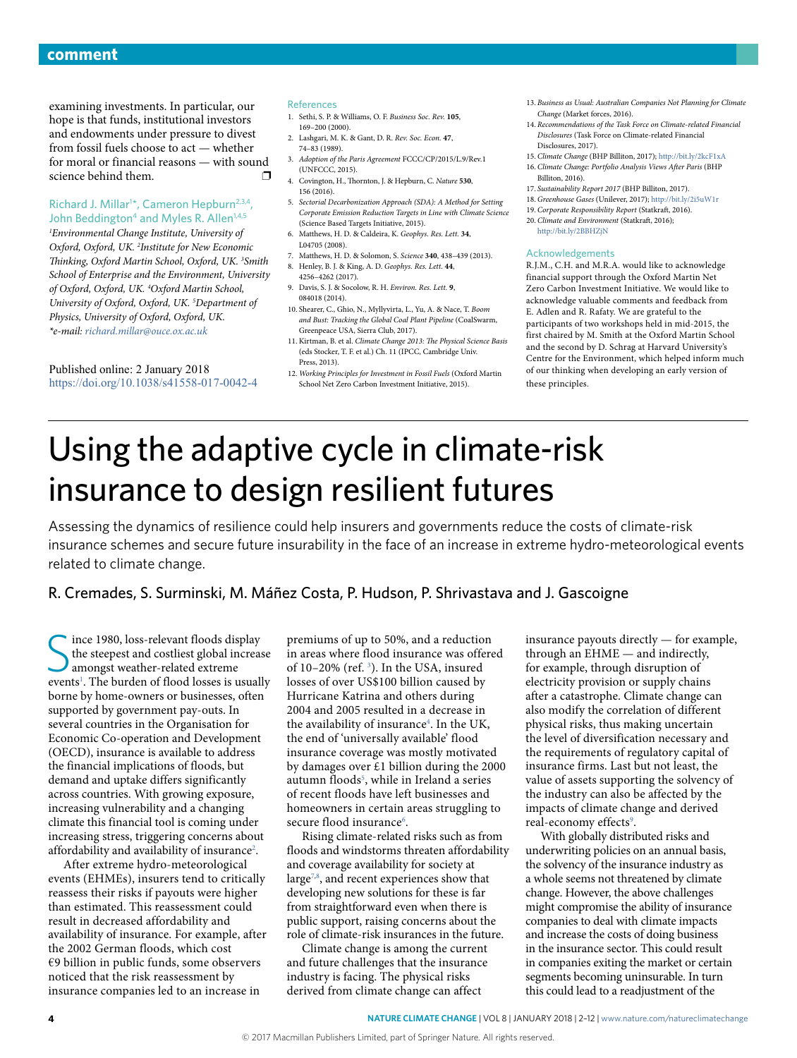examining investments. In particular, our hope is that funds, institutional investors and endowments under pressure to divest from fossil fuels choose to act — whether for moral or financial reasons — with sound science behind them. ❐

Richard J. Millar[1*], Cameron Hepburn[2,3,4], John Beddington[4] and Myles R. Allen[1,4,5]
[1]Environmental Change Institute, University of Oxford, Oxford, UK. [2]Institute for New Economic Thinking, Oxford Martin School, Oxford, UK. [3]Smith School of Enterprise and the Environment, University of Oxford, Oxford, UK. [4]Oxford Martin School, University of Oxford, Oxford, UK. [5]Department of Physics, University of Oxford, Oxford, UK.
*e-mail: richard.millar@ouce.ox.ac.uk

Published online: 2 January 2018
https://doi.org/10.1038/s41558-017-0042-4

### References

1. Sethi, S. P. & Williams, O. F. *Business Soc. Rev.* **105**, 169–200 (2000).
2. Lashgari, M. K. & Gant, D. R. *Rev. Soc. Econ.* **47**, 74–83 (1989).
3. *Adoption of the Paris Agreement* FCCC/CP/2015/L.9/Rev.1 (UNFCCC, 2015).
4. Covington, H., Thornton, J. & Hepburn, C. *Nature* **530**, 156 (2016).
5. *Sectorial Decarbonization Approach (SDA): A Method for Setting Corporate Emission Reduction Targets in Line with Climate Science* (Science Based Targets Initiative, 2015).
6. Matthews, H. D. & Caldeira, K. *Geophys. Res. Lett.* **34**, L04705 (2008).
7. Matthews, H. D. & Solomon, S. *Science* **340**, 438–439 (2013).
8. Henley, B. J. & King, A. D. *Geophys. Res. Lett.* **44**, 4256–4262 (2017).
9. Davis, S. J. & Socolow, R. H. *Environ. Res. Lett.* **9**, 084018 (2014).
10. Shearer, C., Ghio, N., Myllyvirta, L., Yu, A. & Nace, T. *Boom and Bust: Tracking the Global Coal Plant Pipeline* (CoalSwarm, Greenpeace USA, Sierra Club, 2017).
11. Kirtman, B. et al. *Climate Change 2013: The Physical Science Basis* (eds Stocker, T. F. et al.) Ch. 11 (IPCC, Cambridge Univ. Press, 2013).
12. *Working Principles for Investment in Fossil Fuels* (Oxford Martin School Net Zero Carbon Investment Initiative, 2015).
13. *Business as Usual: Australian Companies Not Planning for Climate Change* (Market forces, 2016).
14. *Recommendations of the Task Force on Climate-related Financial Disclosures* (Task Force on Climate-related Financial Disclosures, 2017).
15. *Climate Change* (BHP Billiton, 2017); http://bit.ly/2kcF1xA
16. *Climate Change: Portfolio Analysis Views After Paris* (BHP Billiton, 2016).
17. *Sustainability Report 2017* (BHP Billiton, 2017).
18. *Greenhouse Gases* (Unilever, 2017); http://bit.ly/2i5uW1r
19. *Corporate Responsibility Report* (Statkraft, 2016).
20. *Climate and Environment* (Statkraft, 2016); http://bit.ly/2BBHZjN

### Acknowledgements

R.J.M., C.H. and M.R.A. would like to acknowledge financial support through the Oxford Martin Net Zero Carbon Investment Initiative. We would like to acknowledge valuable comments and feedback from E. Adlen and R. Rafaty. We are grateful to the participants of two workshops held in mid-2015, the first chaired by M. Smith at the Oxford Martin School and the second by D. Schrag at Harvard University's Centre for the Environment, which helped inform much of our thinking when developing an early version of these principles.

# Using the adaptive cycle in climate-risk insurance to design resilient futures

Assessing the dynamics of resilience could help insurers and governments reduce the costs of climate-risk insurance schemes and secure future insurability in the face of an increase in extreme hydro-meteorological events related to climate change.

R. Cremades, S. Surminski, M. Máñez Costa, P. Hudson, P. Shrivastava and J. Gascoigne

Since 1980, loss-relevant floods display the steepest and costliest global increase amongst weather-related extreme events[1]. The burden of flood losses is usually borne by home-owners or businesses, often supported by government pay-outs. In several countries in the Organisation for Economic Co-operation and Development (OECD), insurance is available to address the financial implications of floods, but demand and uptake differs significantly across countries. With growing exposure, increasing vulnerability and a changing climate this financial tool is coming under increasing stress, triggering concerns about affordability and availability of insurance[2].

After extreme hydro-meteorological events (EHMEs), insurers tend to critically reassess their risks if payouts were higher than estimated. This reassessment could result in decreased affordability and availability of insurance. For example, after the 2002 German floods, which cost €9 billion in public funds, some observers noticed that the risk reassessment by insurance companies led to an increase in premiums of up to 50%, and a reduction in areas where flood insurance was offered of 10–20% (ref. [3]). In the USA, insured losses of over US$100 billion caused by Hurricane Katrina and others during 2004 and 2005 resulted in a decrease in the availability of insurance[4]. In the UK, the end of 'universally available' flood insurance coverage was mostly motivated by damages over £1 billion during the 2000 autumn floods[5], while in Ireland a series of recent floods have left businesses and homeowners in certain areas struggling to secure flood insurance[6].

Rising climate-related risks such as from floods and windstorms threaten affordability and coverage availability for society at large[7,8], and recent experiences show that developing new solutions for these is far from straightforward even when there is public support, raising concerns about the role of climate-risk insurances in the future.

Climate change is among the current and future challenges that the insurance industry is facing. The physical risks derived from climate change can affect insurance payouts directly — for example, through an EHME — and indirectly, for example, through disruption of electricity provision or supply chains after a catastrophe. Climate change can also modify the correlation of different physical risks, thus making uncertain the level of diversification necessary and the requirements of regulatory capital of insurance firms. Last but not least, the value of assets supporting the solvency of the industry can also be affected by the impacts of climate change and derived real-economy effects[9].

With globally distributed risks and underwriting policies on an annual basis, the solvency of the insurance industry as a whole seems not threatened by climate change. However, the above challenges might compromise the ability of insurance companies to deal with climate impacts and increase the costs of doing business in the insurance sector. This could result in companies exiting the market or certain segments becoming uninsurable. In turn this could lead to a readjustment of the